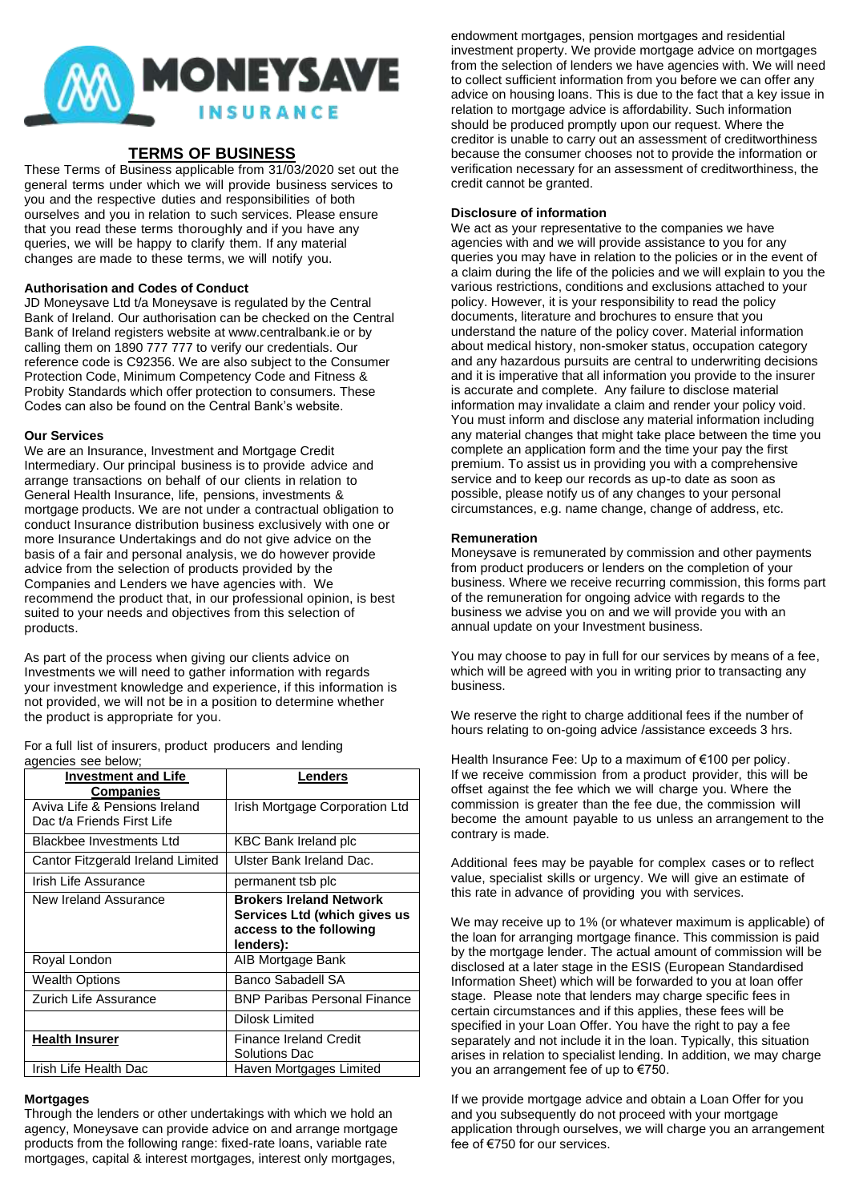# TERMS OF BUSINESS

These Terms of Business applicable from 31/03/2020 set out the general terms under which we will provide business services to you and the respective duties and responsibilities of both ourselves and you in relation to such services. Please ensure that you read these terms thoroughly and if you have any queries, we will be happy to clarify them. If any material changes are made to these terms, we will notify you.

### Authorisation and Codes of Conduct

JD Moneysave Ltd t/a Moneysave is regulated by the Central Bank of Ireland. Our authorisation can be checked on the Central Bank of Ireland registers website at www.centralbank.ie or by calling them on 1890 777 777 to verify our credentials. Our reference code is C92356. We are also subject to the Consumer Protection Code, Minimum Competency Code and Fitness & Probity Standards which offer protection to consumers. These Codes can also be found on the Central Bank's website.

### Our Services

We are an Insurance, Investment and Mortgage Credit Intermediary. Our principal business is to provide advice and arrange transactions on behalf of our clients in relation to General Health Insurance, life, pensions, investments & mortgage products. We are not under a contractual obligation to conduct Insurance distribution business exclusively with one or more Insurance Undertakings and do not give advice on the basis of a fair and personal analysis, we do however provide advice from the selection of products provided by the Companies and Lenders we have agencies with. We recommend the product that, in our professional opinion, is best suited to your needs and objectives from this selection of products.

As part of the process when giving our clients advice on Investments we will need to gather information with regards your investment knowledge and experience, if this information is not provided, we will not be in a position to determine whether the product is appropriate for you.

For a full list of insurers, product producers and lending agencies see below;

| **Investment and Life Companies** | **Lenders** |
|---|---|
| Aviva Life & Pensions Ireland Dac t/a Friends First Life | Irish Mortgage Corporation Ltd |
| Blackbee Investments Ltd | KBC Bank Ireland plc |
| Cantor Fitzgerald Ireland Limited | Ulster Bank Ireland Dac. |
| Irish Life Assurance | permanent tsb plc |
| New Ireland Assurance | **Brokers Ireland Network Services Ltd (which gives us access to the following lenders):** |
| Royal London | AIB Mortgage Bank |
| Wealth Options | Banco Sabadell SA |
| Zurich Life Assurance | BNP Paribas Personal Finance |
| | Dilosk Limited |
| **Health Insurer** | Finance Ireland Credit Solutions Dac |
| Irish Life Health Dac | Haven Mortgages Limited |

### Mortgages

Through the lenders or other undertakings with which we hold an agency, Moneysave can provide advice on and arrange mortgage products from the following range: fixed-rate loans, variable rate mortgages, capital & interest mortgages, interest only mortgages, endowment mortgages, pension mortgages and residential investment property. We provide mortgage advice on mortgages from the selection of lenders we have agencies with. We will need to collect sufficient information from you before we can offer any advice on housing loans. This is due to the fact that a key issue in relation to mortgage advice is affordability. Such information should be produced promptly upon our request. Where the creditor is unable to carry out an assessment of creditworthiness because the consumer chooses not to provide the information or verification necessary for an assessment of creditworthiness, the credit cannot be granted.

### Disclosure of information

We act as your representative to the companies we have agencies with and we will provide assistance to you for any queries you may have in relation to the policies or in the event of a claim during the life of the policies and we will explain to you the various restrictions, conditions and exclusions attached to your policy. However, it is your responsibility to read the policy documents, literature and brochures to ensure that you understand the nature of the policy cover. Material information about medical history, non-smoker status, occupation category and any hazardous pursuits are central to underwriting decisions and it is imperative that all information you provide to the insurer is accurate and complete. Any failure to disclose material information may invalidate a claim and render your policy void. You must inform and disclose any material information including any material changes that might take place between the time you complete an application form and the time your pay the first premium. To assist us in providing you with a comprehensive service and to keep our records as up-to date as soon as possible, please notify us of any changes to your personal circumstances, e.g. name change, change of address, etc.

### Remuneration

Moneysave is remunerated by commission and other payments from product producers or lenders on the completion of your business. Where we receive recurring commission, this forms part of the remuneration for ongoing advice with regards to the business we advise you on and we will provide you with an annual update on your Investment business.

You may choose to pay in full for our services by means of a fee, which will be agreed with you in writing prior to transacting any business.

We reserve the right to charge additional fees if the number of hours relating to on-going advice /assistance exceeds 3 hrs.

Health Insurance Fee: Up to a maximum of €100 per policy. If we receive commission from a product provider, this will be offset against the fee which we will charge you. Where the commission is greater than the fee due, the commission will become the amount payable to us unless an arrangement to the contrary is made.

Additional fees may be payable for complex cases or to reflect value, specialist skills or urgency. We will give an estimate of this rate in advance of providing you with services.

We may receive up to 1% (or whatever maximum is applicable) of the loan for arranging mortgage finance. This commission is paid by the mortgage lender. The actual amount of commission will be disclosed at a later stage in the ESIS (European Standardised Information Sheet) which will be forwarded to you at loan offer stage. Please note that lenders may charge specific fees in certain circumstances and if this applies, these fees will be specified in your Loan Offer. You have the right to pay a fee separately and not include it in the loan. Typically, this situation arises in relation to specialist lending. In addition, we may charge you an arrangement fee of up to €750.

If we provide mortgage advice and obtain a Loan Offer for you and you subsequently do not proceed with your mortgage application through ourselves, we will charge you an arrangement fee of €750 for our services.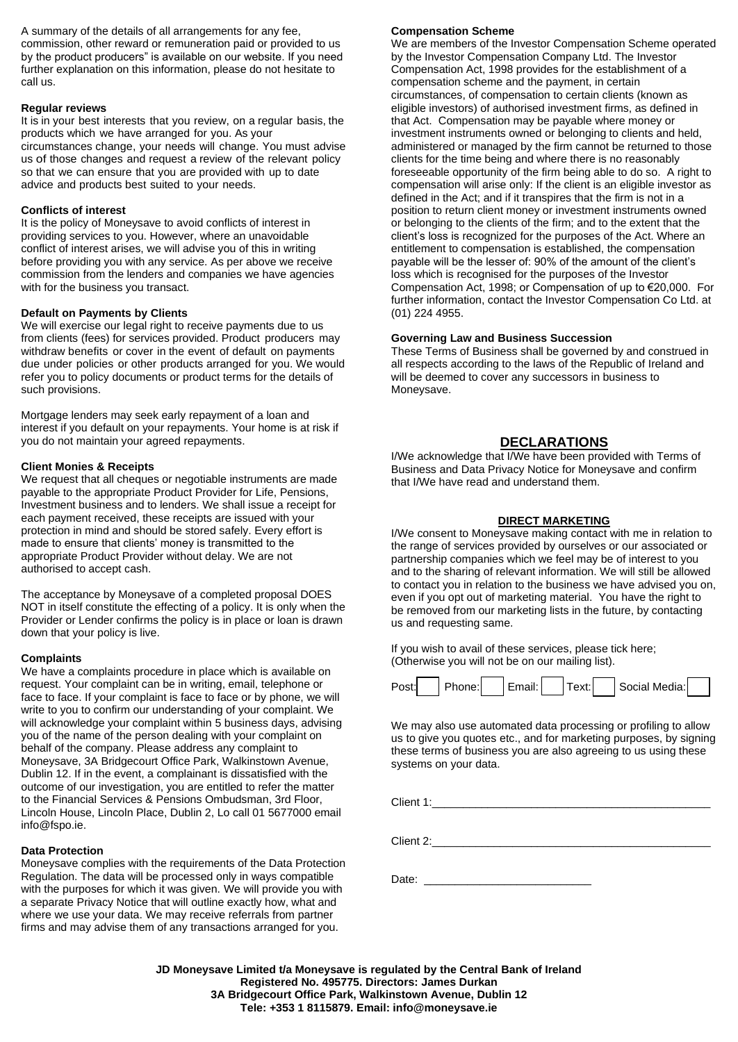A summary of the details of all arrangements for any fee, commission, other reward or remuneration paid or provided to us by the product producers" is available on our website. If you need further explanation on this information, please do not hesitate to call us.

**Regular reviews**

It is in your best interests that you review, on a regular basis, the products which we have arranged for you. As your circumstances change, your needs will change. You must advise us of those changes and request a review of the relevant policy so that we can ensure that you are provided with up to date advice and products best suited to your needs.

**Conflicts of interest**

It is the policy of Moneysave to avoid conflicts of interest in providing services to you. However, where an unavoidable conflict of interest arises, we will advise you of this in writing before providing you with any service. As per above we receive commission from the lenders and companies we have agencies with for the business you transact.

**Default on Payments by Clients**

We will exercise our legal right to receive payments due to us from clients (fees) for services provided. Product producers may withdraw benefits or cover in the event of default on payments due under policies or other products arranged for you. We would refer you to policy documents or product terms for the details of such provisions.

Mortgage lenders may seek early repayment of a loan and interest if you default on your repayments. Your home is at risk if you do not maintain your agreed repayments.

**Client Monies & Receipts**

We request that all cheques or negotiable instruments are made payable to the appropriate Product Provider for Life, Pensions, Investment business and to lenders. We shall issue a receipt for each payment received, these receipts are issued with your protection in mind and should be stored safely. Every effort is made to ensure that clients' money is transmitted to the appropriate Product Provider without delay. We are not authorised to accept cash.

The acceptance by Moneysave of a completed proposal DOES NOT in itself constitute the effecting of a policy. It is only when the Provider or Lender confirms the policy is in place or loan is drawn down that your policy is live.

**Complaints**

We have a complaints procedure in place which is available on request. Your complaint can be in writing, email, telephone or face to face. If your complaint is face to face or by phone, we will write to you to confirm our understanding of your complaint. We will acknowledge your complaint within 5 business days, advising you of the name of the person dealing with your complaint on behalf of the company. Please address any complaint to Moneysave, 3A Bridgecourt Office Park, Walkinstown Avenue, Dublin 12. If in the event, a complainant is dissatisfied with the outcome of our investigation, you are entitled to refer the matter to the Financial Services & Pensions Ombudsman, 3rd Floor, Lincoln House, Lincoln Place, Dublin 2, Lo call 01 5677000 email info@fspo.ie.

**Data Protection**

Moneysave complies with the requirements of the Data Protection Regulation. The data will be processed only in ways compatible with the purposes for which it was given. We will provide you with a separate Privacy Notice that will outline exactly how, what and where we use your data. We may receive referrals from partner firms and may advise them of any transactions arranged for you.

**Compensation Scheme**

We are members of the Investor Compensation Scheme operated by the Investor Compensation Company Ltd. The Investor Compensation Act, 1998 provides for the establishment of a compensation scheme and the payment, in certain circumstances, of compensation to certain clients (known as eligible investors) of authorised investment firms, as defined in that Act. Compensation may be payable where money or investment instruments owned or belonging to clients and held, administered or managed by the firm cannot be returned to those clients for the time being and where there is no reasonably foreseeable opportunity of the firm being able to do so. A right to compensation will arise only: If the client is an eligible investor as defined in the Act; and if it transpires that the firm is not in a position to return client money or investment instruments owned or belonging to the clients of the firm; and to the extent that the client's loss is recognized for the purposes of the Act. Where an entitlement to compensation is established, the compensation payable will be the lesser of: 90% of the amount of the client's loss which is recognised for the purposes of the Investor Compensation Act, 1998; or Compensation of up to €20,000. For further information, contact the Investor Compensation Co Ltd. at (01) 224 4955.

**Governing Law and Business Succession**

These Terms of Business shall be governed by and construed in all respects according to the laws of the Republic of Ireland and will be deemed to cover any successors in business to Moneysave.

## DECLARATIONS

I/We acknowledge that I/We have been provided with Terms of Business and Data Privacy Notice for Moneysave and confirm that I/We have read and understand them.

### DIRECT MARKETING

I/We consent to Moneysave making contact with me in relation to the range of services provided by ourselves or our associated or partnership companies which we feel may be of interest to you and to the sharing of relevant information. We will still be allowed to contact you in relation to the business we have advised you on, even if you opt out of marketing material. You have the right to be removed from our marketing lists in the future, by contacting us and requesting same.

If you wish to avail of these services, please tick here; (Otherwise you will not be on our mailing list).

Post: ☐ Phone: ☐ Email: ☐ Text: ☐ Social Media: ☐

We may also use automated data processing or profiling to allow us to give you quotes etc., and for marketing purposes, by signing these terms of business you are also agreeing to us using these systems on your data.

Client 1:_____________________________________________

Client 2:_____________________________________________

Date: __________________________

**JD Moneysave Limited t/a Moneysave is regulated by the Central Bank of Ireland**
**Registered No. 495775. Directors: James Durkan**
**3A Bridgecourt Office Park, Walkinstown Avenue, Dublin 12**
**Tele: +353 1 8115879. Email: info@moneysave.ie**